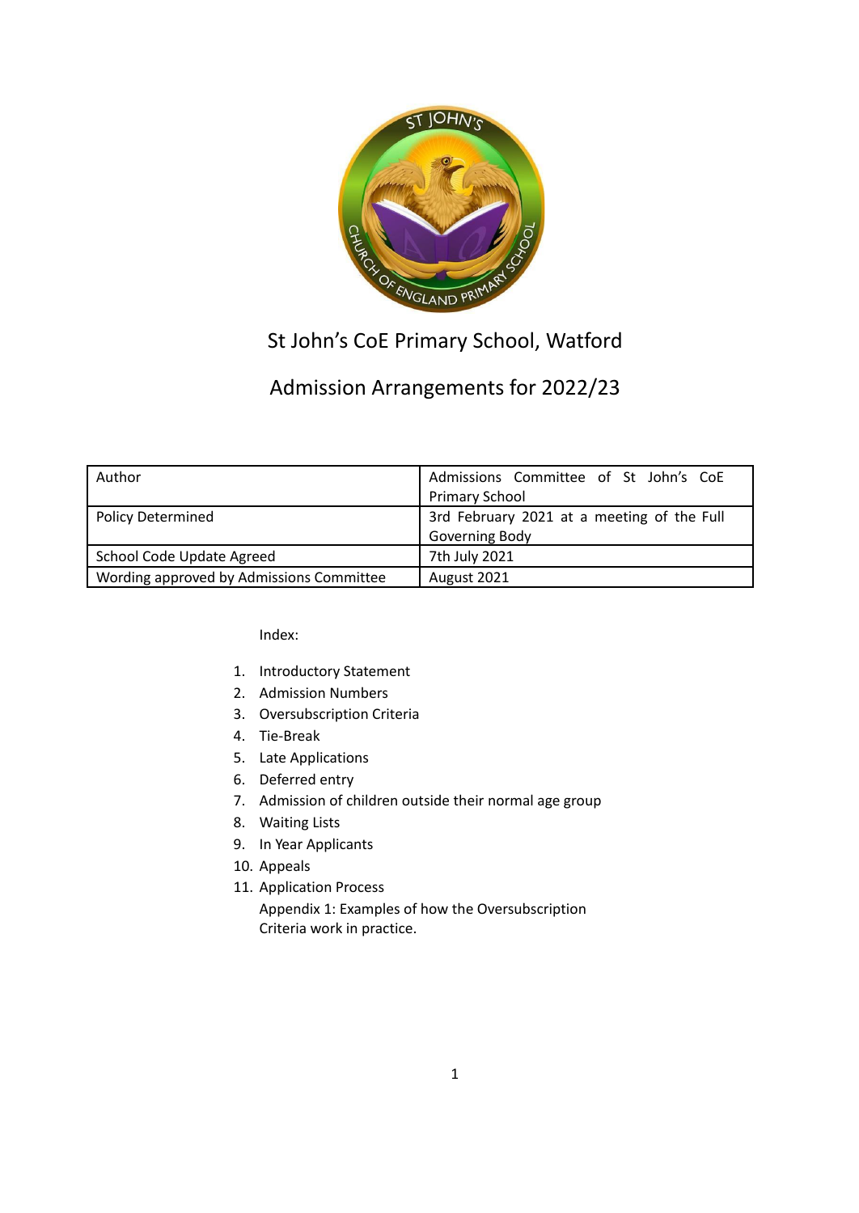# St John's CoE Primary School, Watford

## Admission Arrangements for 2022/23

| Author | Admissions Committee of St John's CoE Primary School |
|---|---|
| Policy Determined | 3rd February 2021 at a meeting of the Full Governing Body |
| School Code Update Agreed | 7th July 2021 |
| Wording approved by Admissions Committee | August 2021 |

Index:

1. Introductory Statement
2. Admission Numbers
3. Oversubscription Criteria
4. Tie-Break
5. Late Applications
6. Deferred entry
7. Admission of children outside their normal age group
8. Waiting Lists
9. In Year Applicants
10. Appeals
11. Application Process

    Appendix 1: Examples of how the Oversubscription Criteria work in practice.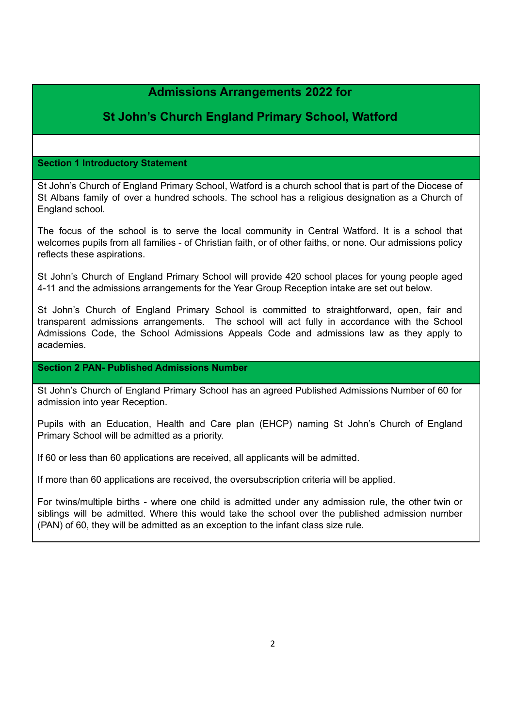# Admissions Arrangements 2022 for

# St John's Church England Primary School, Watford

## Section 1 Introductory Statement

St John's Church of England Primary School, Watford is a church school that is part of the Diocese of St Albans family of over a hundred schools. The school has a religious designation as a Church of England school.

The focus of the school is to serve the local community in Central Watford. It is a school that welcomes pupils from all families - of Christian faith, or of other faiths, or none. Our admissions policy reflects these aspirations.

St John's Church of England Primary School will provide 420 school places for young people aged 4-11 and the admissions arrangements for the Year Group Reception intake are set out below.

St John's Church of England Primary School is committed to straightforward, open, fair and transparent admissions arrangements. The school will act fully in accordance with the School Admissions Code, the School Admissions Appeals Code and admissions law as they apply to academies.

## Section 2 PAN- Published Admissions Number

St John's Church of England Primary School has an agreed Published Admissions Number of 60 for admission into year Reception.

Pupils with an Education, Health and Care plan (EHCP) naming St John's Church of England Primary School will be admitted as a priority.

If 60 or less than 60 applications are received, all applicants will be admitted.

If more than 60 applications are received, the oversubscription criteria will be applied.

For twins/multiple births - where one child is admitted under any admission rule, the other twin or siblings will be admitted. Where this would take the school over the published admission number (PAN) of 60, they will be admitted as an exception to the infant class size rule.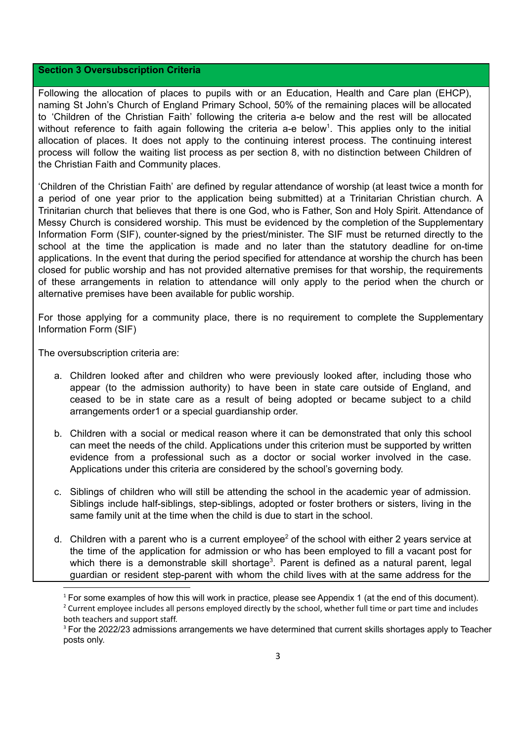## Section 3 Oversubscription Criteria

Following the allocation of places to pupils with or an Education, Health and Care plan (EHCP), naming St John's Church of England Primary School, 50% of the remaining places will be allocated to 'Children of the Christian Faith' following the criteria a-e below and the rest will be allocated without reference to faith again following the criteria a-e below[1]. This applies only to the initial allocation of places. It does not apply to the continuing interest process. The continuing interest process will follow the waiting list process as per section 8, with no distinction between Children of the Christian Faith and Community places.

'Children of the Christian Faith' are defined by regular attendance of worship (at least twice a month for a period of one year prior to the application being submitted) at a Trinitarian Christian church. A Trinitarian church that believes that there is one God, who is Father, Son and Holy Spirit. Attendance of Messy Church is considered worship. This must be evidenced by the completion of the Supplementary Information Form (SIF), counter-signed by the priest/minister. The SIF must be returned directly to the school at the time the application is made and no later than the statutory deadline for on-time applications. In the event that during the period specified for attendance at worship the church has been closed for public worship and has not provided alternative premises for that worship, the requirements of these arrangements in relation to attendance will only apply to the period when the church or alternative premises have been available for public worship.

For those applying for a community place, there is no requirement to complete the Supplementary Information Form (SIF)

The oversubscription criteria are:

a. Children looked after and children who were previously looked after, including those who appear (to the admission authority) to have been in state care outside of England, and ceased to be in state care as a result of being adopted or became subject to a child arrangements order1 or a special guardianship order.

b. Children with a social or medical reason where it can be demonstrated that only this school can meet the needs of the child. Applications under this criterion must be supported by written evidence from a professional such as a doctor or social worker involved in the case. Applications under this criteria are considered by the school's governing body.

c. Siblings of children who will still be attending the school in the academic year of admission. Siblings include half-siblings, step-siblings, adopted or foster brothers or sisters, living in the same family unit at the time when the child is due to start in the school.

d. Children with a parent who is a current employee[2] of the school with either 2 years service at the time of the application for admission or who has been employed to fill a vacant post for which there is a demonstrable skill shortage[3]. Parent is defined as a natural parent, legal guardian or resident step-parent with whom the child lives with at the same address for the

---

[1] For some examples of how this will work in practice, please see Appendix 1 (at the end of this document).

[2] Current employee includes all persons employed directly by the school, whether full time or part time and includes both teachers and support staff.

[3] For the 2022/23 admissions arrangements we have determined that current skills shortages apply to Teacher posts only.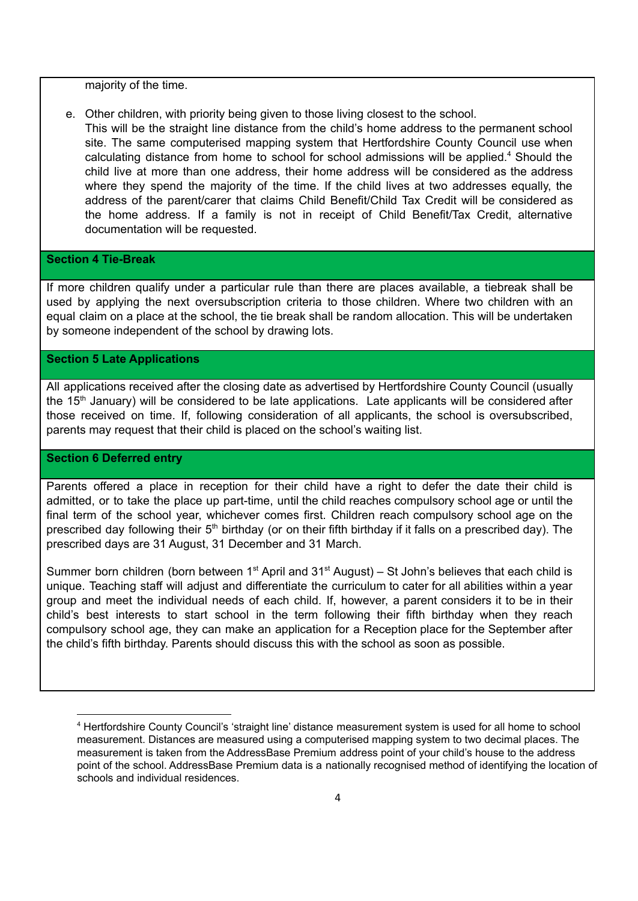majority of the time.

e. Other children, with priority being given to those living closest to the school.
This will be the straight line distance from the child's home address to the permanent school site. The same computerised mapping system that Hertfordshire County Council use when calculating distance from home to school for school admissions will be applied.[4] Should the child live at more than one address, their home address will be considered as the address where they spend the majority of the time. If the child lives at two addresses equally, the address of the parent/carer that claims Child Benefit/Child Tax Credit will be considered as the home address. If a family is not in receipt of Child Benefit/Tax Credit, alternative documentation will be requested.

## Section 4 Tie-Break

If more children qualify under a particular rule than there are places available, a tiebreak shall be used by applying the next oversubscription criteria to those children. Where two children with an equal claim on a place at the school, the tie break shall be random allocation. This will be undertaken by someone independent of the school by drawing lots.

## Section 5 Late Applications

All applications received after the closing date as advertised by Hertfordshire County Council (usually the 15th January) will be considered to be late applications. Late applicants will be considered after those received on time. If, following consideration of all applicants, the school is oversubscribed, parents may request that their child is placed on the school's waiting list.

## Section 6 Deferred entry

Parents offered a place in reception for their child have a right to defer the date their child is admitted, or to take the place up part-time, until the child reaches compulsory school age or until the final term of the school year, whichever comes first. Children reach compulsory school age on the prescribed day following their 5th birthday (or on their fifth birthday if it falls on a prescribed day). The prescribed days are 31 August, 31 December and 31 March.

Summer born children (born between 1st April and 31st August) – St John's believes that each child is unique. Teaching staff will adjust and differentiate the curriculum to cater for all abilities within a year group and meet the individual needs of each child. If, however, a parent considers it to be in their child's best interests to start school in the term following their fifth birthday when they reach compulsory school age, they can make an application for a Reception place for the September after the child's fifth birthday. Parents should discuss this with the school as soon as possible.

---

[4] Hertfordshire County Council's 'straight line' distance measurement system is used for all home to school measurement. Distances are measured using a computerised mapping system to two decimal places. The measurement is taken from the AddressBase Premium address point of your child's house to the address point of the school. AddressBase Premium data is a nationally recognised method of identifying the location of schools and individual residences.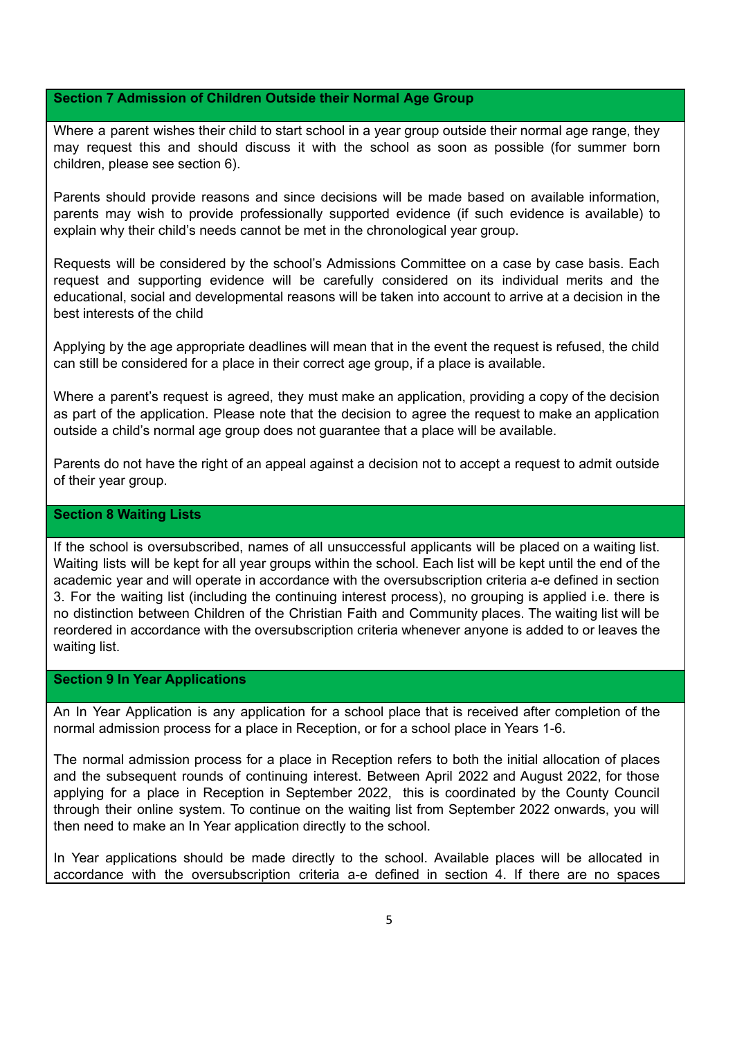## Section 7 Admission of Children Outside their Normal Age Group

Where a parent wishes their child to start school in a year group outside their normal age range, they may request this and should discuss it with the school as soon as possible (for summer born children, please see section 6).

Parents should provide reasons and since decisions will be made based on available information, parents may wish to provide professionally supported evidence (if such evidence is available) to explain why their child's needs cannot be met in the chronological year group.

Requests will be considered by the school's Admissions Committee on a case by case basis. Each request and supporting evidence will be carefully considered on its individual merits and the educational, social and developmental reasons will be taken into account to arrive at a decision in the best interests of the child

Applying by the age appropriate deadlines will mean that in the event the request is refused, the child can still be considered for a place in their correct age group, if a place is available.

Where a parent's request is agreed, they must make an application, providing a copy of the decision as part of the application. Please note that the decision to agree the request to make an application outside a child's normal age group does not guarantee that a place will be available.

Parents do not have the right of an appeal against a decision not to accept a request to admit outside of their year group.

## Section 8 Waiting Lists

If the school is oversubscribed, names of all unsuccessful applicants will be placed on a waiting list. Waiting lists will be kept for all year groups within the school. Each list will be kept until the end of the academic year and will operate in accordance with the oversubscription criteria a-e defined in section 3. For the waiting list (including the continuing interest process), no grouping is applied i.e. there is no distinction between Children of the Christian Faith and Community places. The waiting list will be reordered in accordance with the oversubscription criteria whenever anyone is added to or leaves the waiting list.

## Section 9 In Year Applications

An In Year Application is any application for a school place that is received after completion of the normal admission process for a place in Reception, or for a school place in Years 1-6.

The normal admission process for a place in Reception refers to both the initial allocation of places and the subsequent rounds of continuing interest. Between April 2022 and August 2022, for those applying for a place in Reception in September 2022, this is coordinated by the County Council through their online system. To continue on the waiting list from September 2022 onwards, you will then need to make an In Year application directly to the school.

In Year applications should be made directly to the school. Available places will be allocated in accordance with the oversubscription criteria a-e defined in section 4. If there are no spaces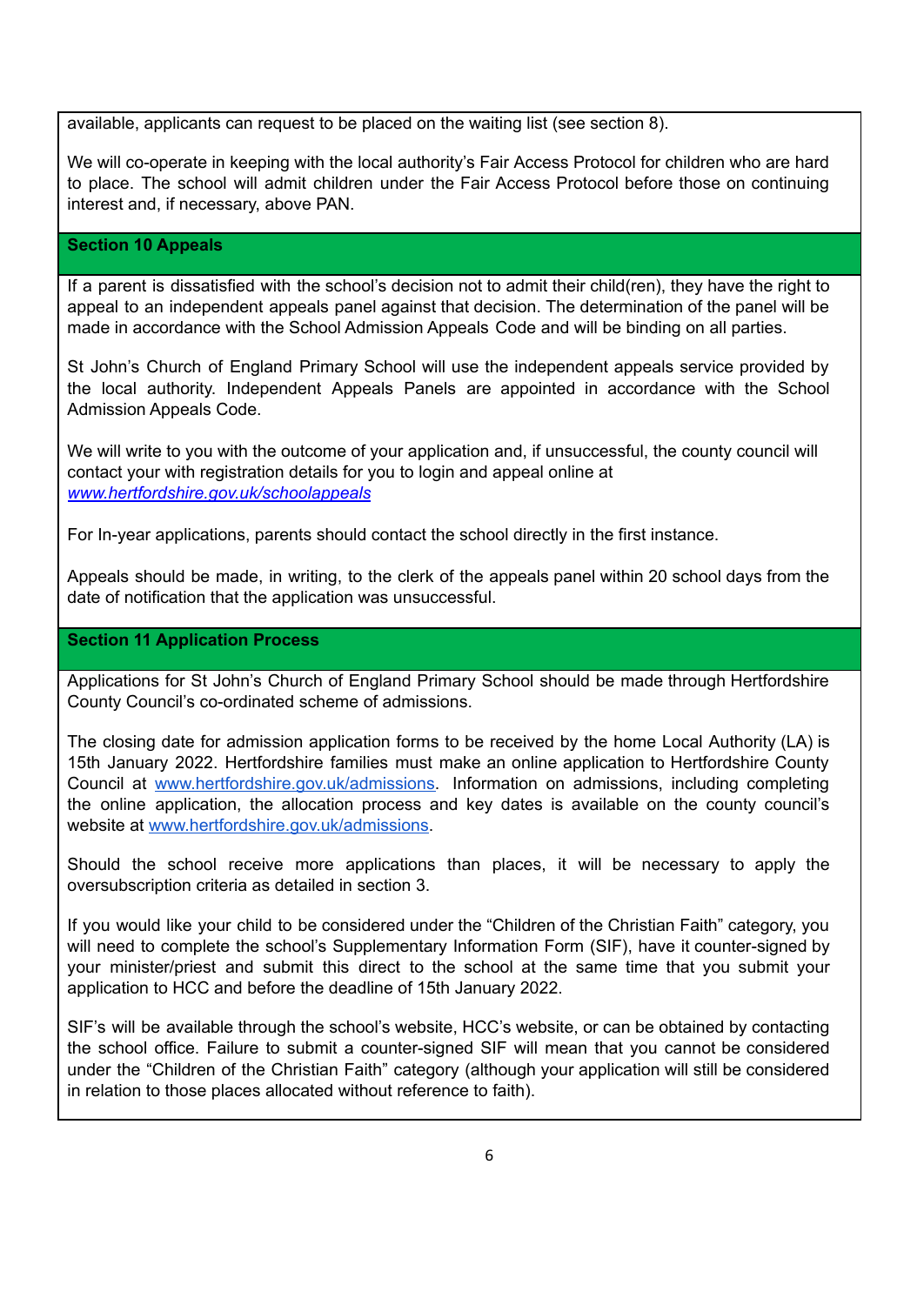available, applicants can request to be placed on the waiting list (see section 8).

We will co-operate in keeping with the local authority's Fair Access Protocol for children who are hard to place. The school will admit children under the Fair Access Protocol before those on continuing interest and, if necessary, above PAN.

## Section 10 Appeals

If a parent is dissatisfied with the school's decision not to admit their child(ren), they have the right to appeal to an independent appeals panel against that decision. The determination of the panel will be made in accordance with the School Admission Appeals Code and will be binding on all parties.

St John's Church of England Primary School will use the independent appeals service provided by the local authority. Independent Appeals Panels are appointed in accordance with the School Admission Appeals Code.

We will write to you with the outcome of your application and, if unsuccessful, the county council will contact your with registration details for you to login and appeal online at *www.hertfordshire.gov.uk/schoolappeals*

For In-year applications, parents should contact the school directly in the first instance.

Appeals should be made, in writing, to the clerk of the appeals panel within 20 school days from the date of notification that the application was unsuccessful.

## Section 11 Application Process

Applications for St John's Church of England Primary School should be made through Hertfordshire County Council's co-ordinated scheme of admissions.

The closing date for admission application forms to be received by the home Local Authority (LA) is 15th January 2022. Hertfordshire families must make an online application to Hertfordshire County Council at www.hertfordshire.gov.uk/admissions. Information on admissions, including completing the online application, the allocation process and key dates is available on the county council's website at www.hertfordshire.gov.uk/admissions.

Should the school receive more applications than places, it will be necessary to apply the oversubscription criteria as detailed in section 3.

If you would like your child to be considered under the "Children of the Christian Faith" category, you will need to complete the school's Supplementary Information Form (SIF), have it counter-signed by your minister/priest and submit this direct to the school at the same time that you submit your application to HCC and before the deadline of 15th January 2022.

SIF's will be available through the school's website, HCC's website, or can be obtained by contacting the school office. Failure to submit a counter-signed SIF will mean that you cannot be considered under the "Children of the Christian Faith" category (although your application will still be considered in relation to those places allocated without reference to faith).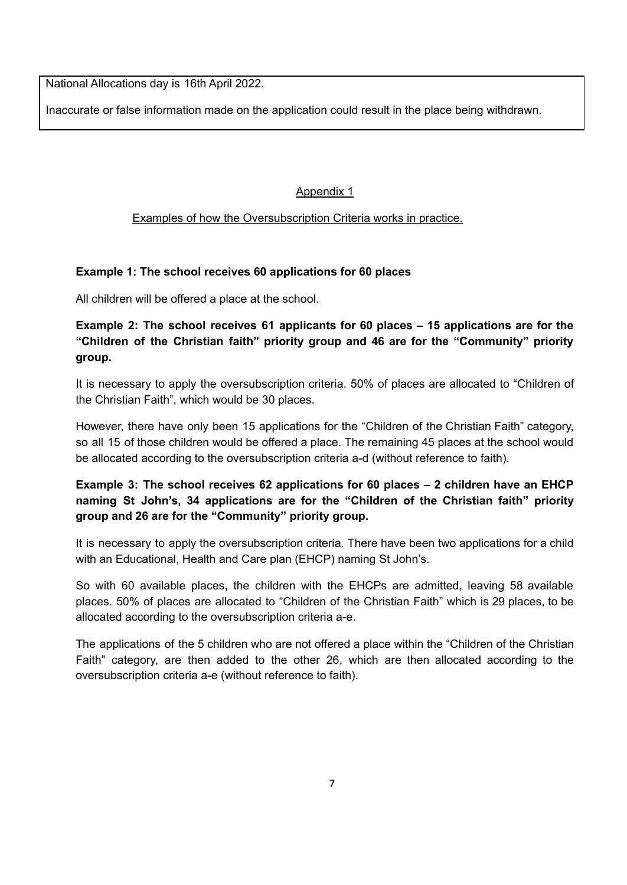National Allocations day is 16th April 2022.

Inaccurate or false information made on the application could result in the place being withdrawn.

## Appendix 1

### Examples of how the Oversubscription Criteria works in practice.

**Example 1: The school receives 60 applications for 60 places**

All children will be offered a place at the school.

**Example 2: The school receives 61 applicants for 60 places – 15 applications are for the "Children of the Christian faith" priority group and 46 are for the "Community" priority group.**

It is necessary to apply the oversubscription criteria. 50% of places are allocated to "Children of the Christian Faith", which would be 30 places.

However, there have only been 15 applications for the "Children of the Christian Faith" category, so all 15 of those children would be offered a place. The remaining 45 places at the school would be allocated according to the oversubscription criteria a-d (without reference to faith).

**Example 3: The school receives 62 applications for 60 places – 2 children have an EHCP naming St John's, 34 applications are for the "Children of the Christian faith" priority group and 26 are for the "Community" priority group.**

It is necessary to apply the oversubscription criteria. There have been two applications for a child with an Educational, Health and Care plan (EHCP) naming St John's.

So with 60 available places, the children with the EHCPs are admitted, leaving 58 available places. 50% of places are allocated to "Children of the Christian Faith" which is 29 places, to be allocated according to the oversubscription criteria a-e.

The applications of the 5 children who are not offered a place within the "Children of the Christian Faith" category, are then added to the other 26, which are then allocated according to the oversubscription criteria a-e (without reference to faith).